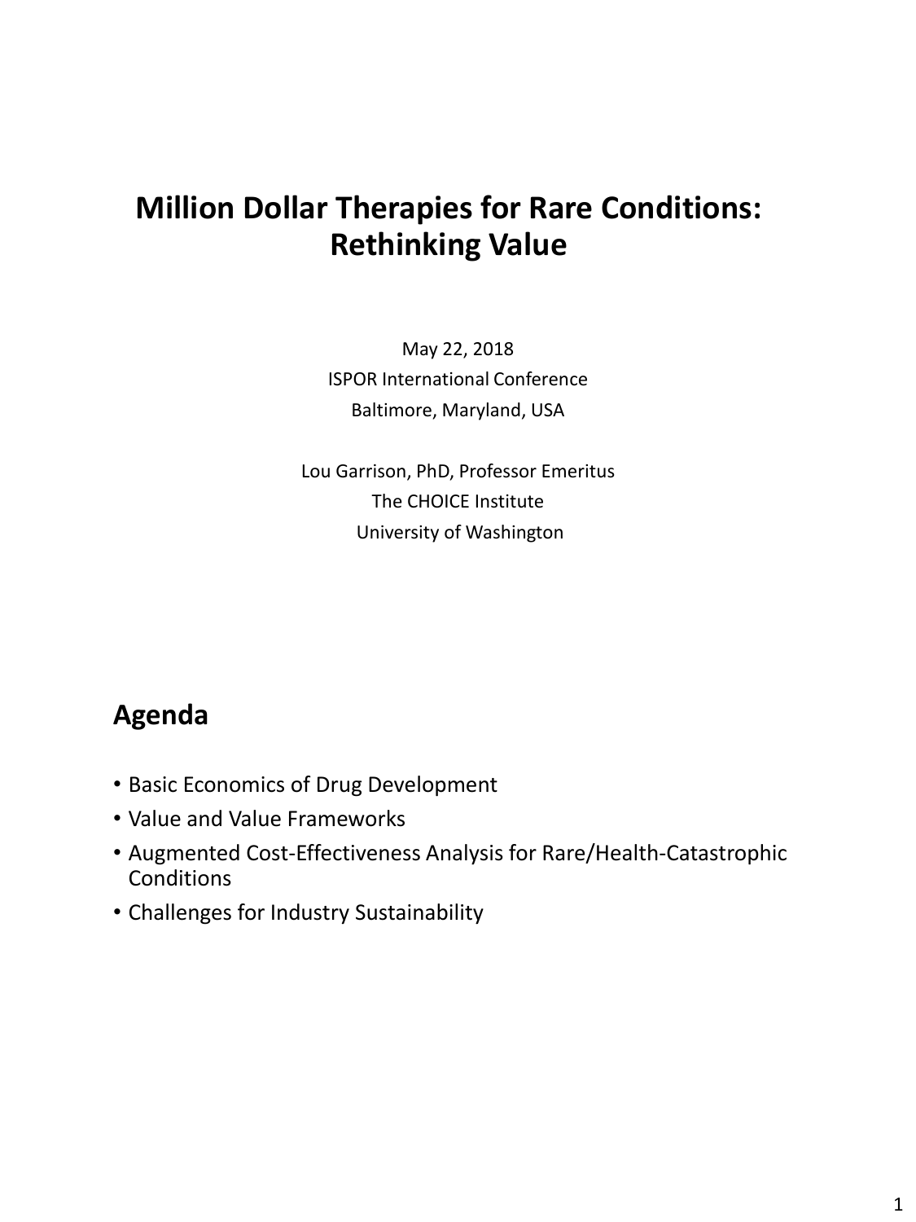# Million Dollar Therapies for Rare Conditions: Rethinking Value

May 22, 2018
ISPOR International Conference
Baltimore, Maryland, USA

Lou Garrison, PhD, Professor Emeritus
The CHOICE Institute
University of Washington

## Agenda

- Basic Economics of Drug Development
- Value and Value Frameworks
- Augmented Cost-Effectiveness Analysis for Rare/Health-Catastrophic Conditions
- Challenges for Industry Sustainability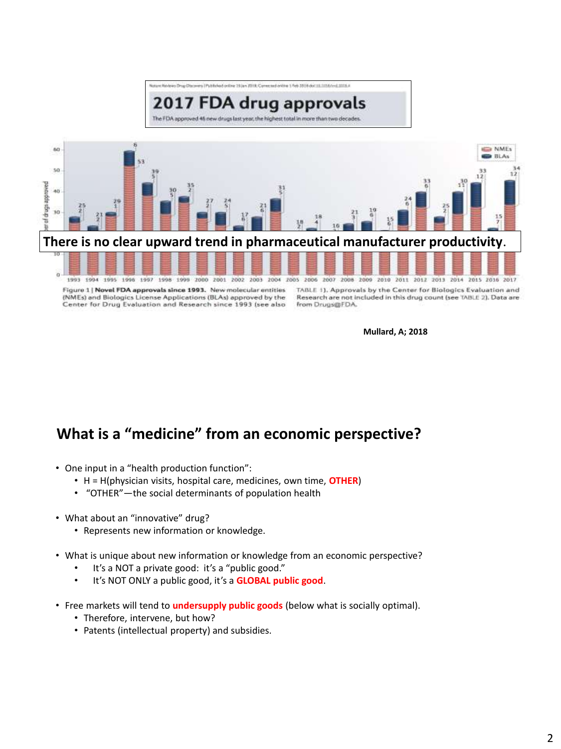## 2017 FDA drug approvals

The FDA approved 46 new drugs last year, the highest total in more than two decades.

**There is no clear upward trend in pharmaceutical manufacturer productivity.**

Figure 1 | **Novel FDA approvals since 1993.** New molecular entities (NMEs) and Biologics License Applications (BLAs) approved by the Center for Drug Evaluation and Research since 1993 (see also TABLE 1). Approvals by the Center for Biologics Evaluation and Research are not included in this drug count (see TABLE 2). Data are from Drugs@FDA.

**Mullard, A; 2018**

## What is a "medicine" from an economic perspective?

- One input in a "health production function":
  - H = H(physician visits, hospital care, medicines, own time, **OTHER**)
  - "OTHER"—the social determinants of population health
- What about an "innovative" drug?
  - Represents new information or knowledge.
- What is unique about new information or knowledge from an economic perspective?
  - It's a NOT a private good: it's a "public good."
  - It's NOT ONLY a public good, it's a **GLOBAL public good**.
- Free markets will tend to **undersupply public goods** (below what is socially optimal).
  - Therefore, intervene, but how?
  - Patents (intellectual property) and subsidies.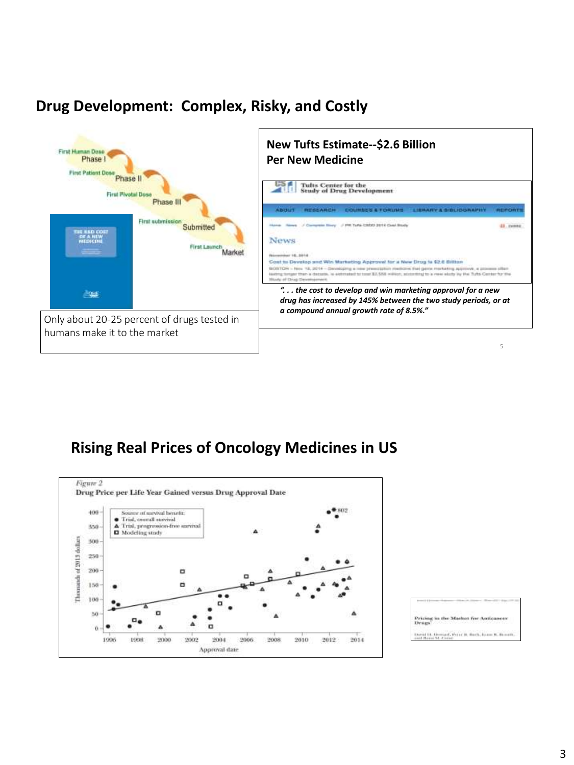## Drug Development: Complex, Risky, and Costly

First Human Dose — Phase I

First Patient Dose — Phase II

First Pivotal Dose — Phase III

First submission — Submitted

First Launch — Market

Only about 20-25 percent of drugs tested in humans make it to the market

**New Tufts Estimate--$2.6 Billion Per New Medicine**

Tufts Center for the Study of Drug Development

News

Cost to Develop and Win Marketing Approval for a New Drug Is $2.6 Billion

*". . . the cost to develop and win marketing approval for a new drug has increased by 145% between the two study periods, or at a compound annual growth rate of 8.5%."*

## Rising Real Prices of Oncology Medicines in US

*Figure 2*

**Drug Price per Life Year Gained versus Drug Approval Date**

Source of survival benefit:
- Trial, overall survival
- Trial, progression-free survival
- Modeling study

Y-axis: Thousands of 2013 dollars (0–400; outlier labeled 802)

X-axis: Approval date (1996–2014)

Pricing in the Market for Anticancer Drugs

David H. Howard, Peter B. Bach, Ernst R. Berndt, and Rena M. Conti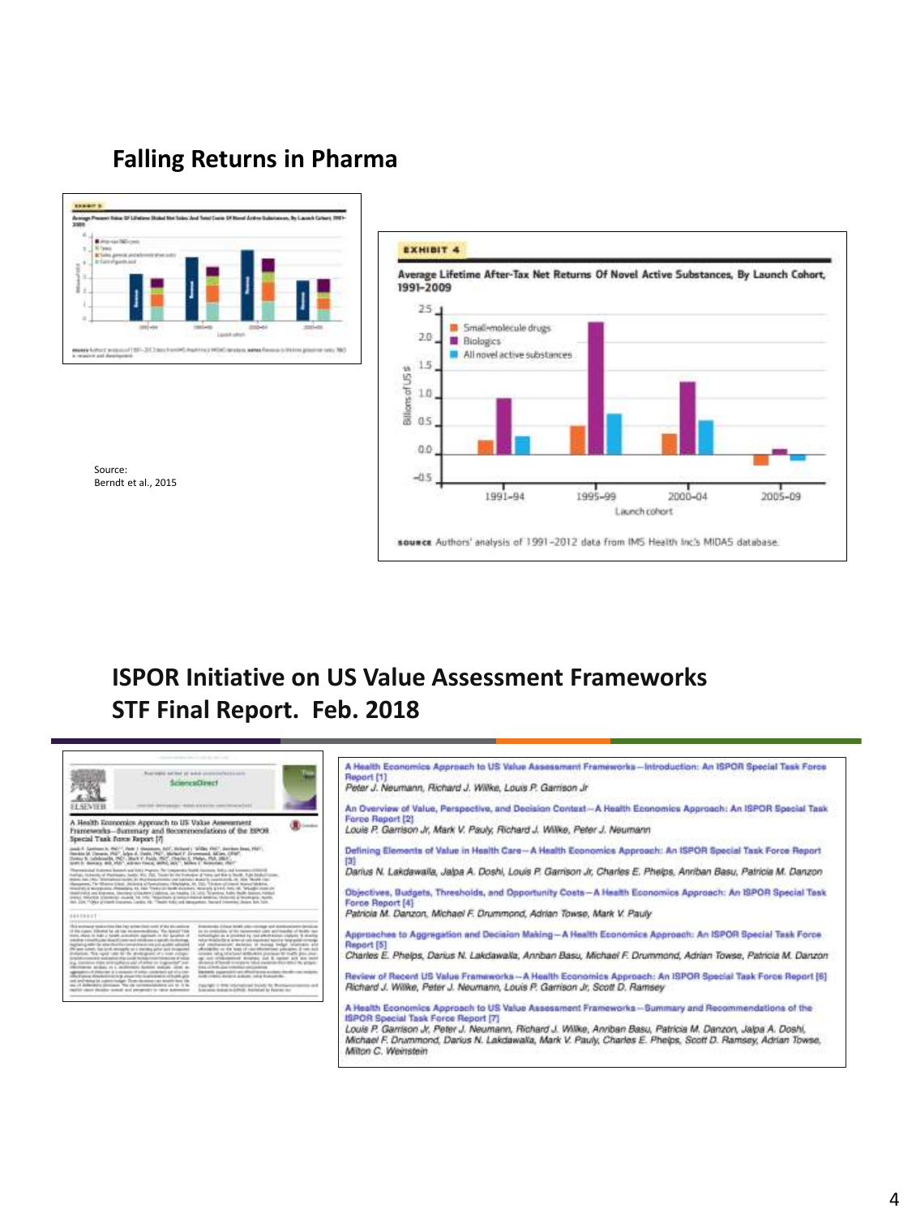## Falling Returns in Pharma

Source:
Berndt et al., 2015

**EXHIBIT 4**

**Average Lifetime After-Tax Net Returns Of Novel Active Substances, By Launch Cohort, 1991–2009**

SOURCE Authors' analysis of 1991–2012 data from IMS Health Inc.'s MIDAS database.

## ISPOR Initiative on US Value Assessment Frameworks STF Final Report. Feb. 2018

A Health Economics Approach to US Value Assessment Frameworks—Introduction: An ISPOR Special Task Force Report [1]
*Peter J. Neumann, Richard J. Willke, Louis P. Garrison Jr*

An Overview of Value, Perspective, and Decision Context—A Health Economics Approach: An ISPOR Special Task Force Report [2]
*Louis P. Garrison Jr, Mark V. Pauly, Richard J. Willke, Peter J. Neumann*

Defining Elements of Value in Health Care—A Health Economics Approach: An ISPOR Special Task Force Report [3]
*Darius N. Lakdawalla, Jalpa A. Doshi, Louis P. Garrison Jr, Charles E. Phelps, Anirban Basu, Patricia M. Danzon*

Objectives, Budgets, Thresholds, and Opportunity Costs—A Health Economics Approach: An ISPOR Special Task Force Report [4]
*Patricia M. Danzon, Michael F. Drummond, Adrian Towse, Mark V. Pauly*

Approaches to Aggregation and Decision Making—A Health Economics Approach: An ISPOR Special Task Force Report [5]
*Charles E. Phelps, Darius N. Lakdawalla, Anirban Basu, Michael F. Drummond, Adrian Towse, Patricia M. Danzon*

Review of Recent US Value Frameworks—A Health Economics Approach: An ISPOR Special Task Force Report [6]
*Richard J. Willke, Peter J. Neumann, Louis P. Garrison Jr, Scott D. Ramsey*

A Health Economics Approach to US Value Assessment Frameworks—Summary and Recommendations of the ISPOR Special Task Force Report [7]
*Louis P. Garrison Jr, Peter J. Neumann, Richard J. Willke, Anirban Basu, Patricia M. Danzon, Jalpa A. Doshi, Michael F. Drummond, Darius N. Lakdawalla, Mark V. Pauly, Charles E. Phelps, Scott D. Ramsey, Adrian Towse, Milton C. Weinstein*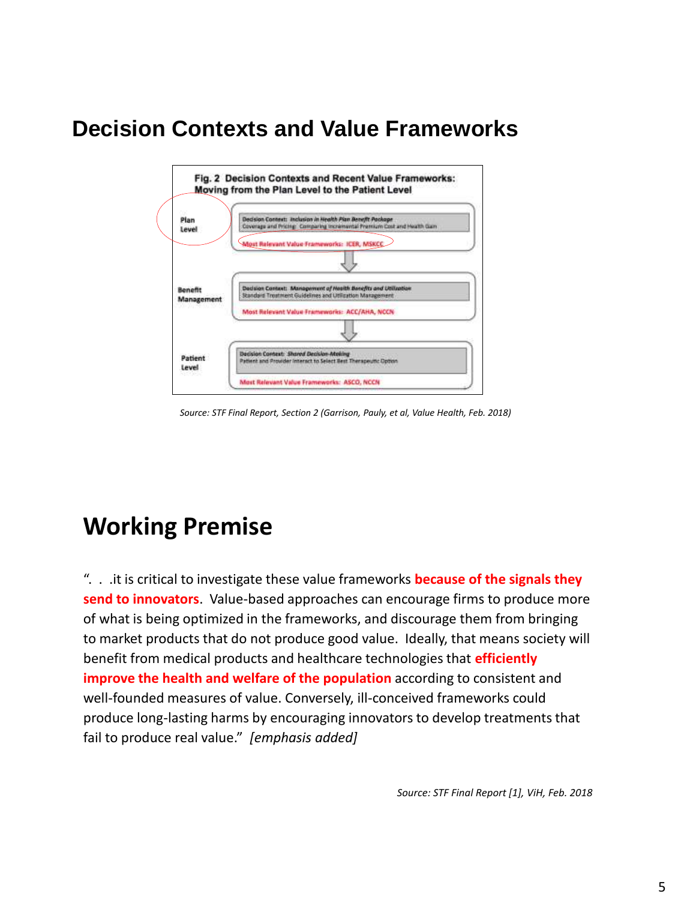# Decision Contexts and Value Frameworks

**Fig. 2 Decision Contexts and Recent Value Frameworks: Moving from the Plan Level to the Patient Level**

**Plan Level**
Decision Context: *Inclusion in Health Plan Benefit Package*
Coverage and Pricing: Comparing Incremental Premium Cost and Health Gain
Most Relevant Value Frameworks: ICER, MSKCC

**Benefit Management**
Decision Context: *Management of Health Benefits and Utilization*
Standard Treatment Guidelines and Utilization Management
Most Relevant Value Frameworks: ACC/AHA, NCCN

**Patient Level**
Decision Context: *Shared Decision-Making*
Patient and Provider Interact to Select Best Therapeutic Option
Most Relevant Value Frameworks: ASCO, NCCN

*Source: STF Final Report, Section 2 (Garrison, Pauly, et al, Value Health, Feb. 2018)*

# Working Premise

". . .it is critical to investigate these value frameworks **because of the signals they send to innovators**. Value-based approaches can encourage firms to produce more of what is being optimized in the frameworks, and discourage them from bringing to market products that do not produce good value. Ideally, that means society will benefit from medical products and healthcare technologies that **efficiently improve the health and welfare of the population** according to consistent and well-founded measures of value. Conversely, ill-conceived frameworks could produce long-lasting harms by encouraging innovators to develop treatments that fail to produce real value." *[emphasis added]*

*Source: STF Final Report [1], ViH, Feb. 2018*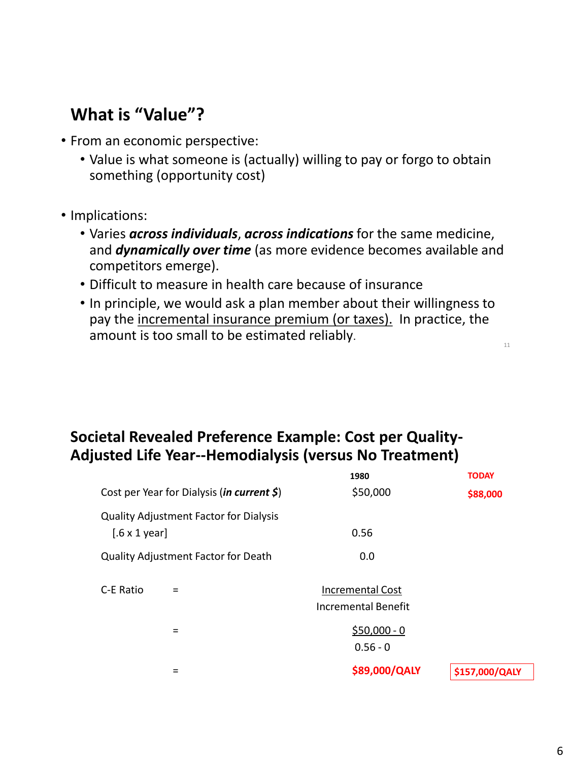## What is "Value"?

- From an economic perspective:
  - Value is what someone is (actually) willing to pay or forgo to obtain something (opportunity cost)
- Implications:
  - Varies ***across individuals***, ***across indications*** for the same medicine, and ***dynamically over time*** (as more evidence becomes available and competitors emerge).
  - Difficult to measure in health care because of insurance
  - In principle, we would ask a plan member about their willingness to pay the incremental insurance premium (or taxes). In practice, the amount is too small to be estimated reliably.

## Societal Revealed Preference Example: Cost per Quality-Adjusted Life Year--Hemodialysis (versus No Treatment)

| | 1980 | TODAY |
|---|---|---|
| Cost per Year for Dialysis (***in current $***) | $50,000 | **$88,000** |
| Quality Adjustment Factor for Dialysis [.6 x 1 year] | 0.56 | |
| Quality Adjustment Factor for Death | 0.0 | |

$$\text{C-E Ratio} = \frac{\text{Incremental Cost}}{\text{Incremental Benefit}} = \frac{\$50{,}000 - 0}{0.56 - 0} = \$89{,}000/\text{QALY}$$

TODAY: **$157,000/QALY**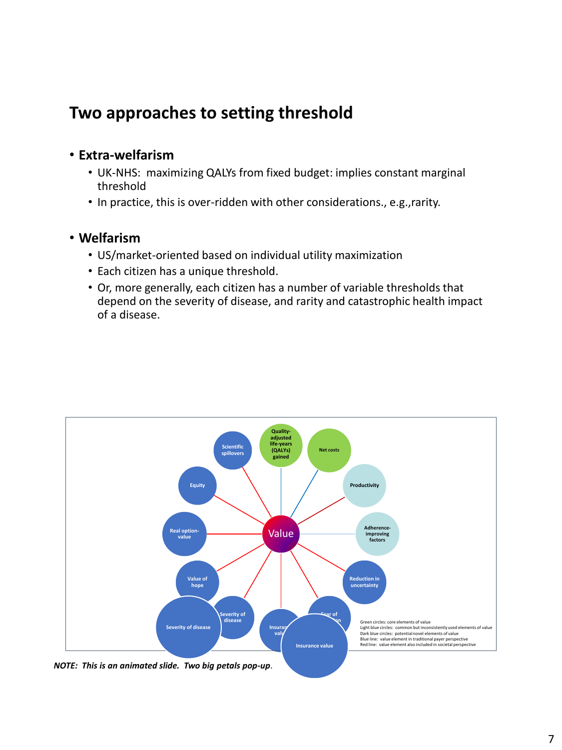## Two approaches to setting threshold

- **Extra-welfarism**
  - UK-NHS: maximizing QALYs from fixed budget: implies constant marginal threshold
  - In practice, this is over-ridden with other considerations., e.g.,rarity.

- **Welfarism**
  - US/market-oriented based on individual utility maximization
  - Each citizen has a unique threshold.
  - Or, more generally, each citizen has a number of variable thresholds that depend on the severity of disease, and rarity and catastrophic health impact of a disease.

Value

Quality-adjusted life-years (QALYs) gained

Net costs

Productivity

Adherence-improving factors

Reduction in uncertainty

Fear of contagion

Insurance value

Severity of disease

Value of hope

Real option-value

Equity

Scientific spillovers

Severity of disease

Insurance value

Green circles: core elements of value
Light blue circles: common but inconsistently used elements of value
Dark blue circles: potential novel elements of value
Blue line: value element in traditional payer perspective
Red line: value element also included in societal perspective

*NOTE: This is an animated slide. Two big petals pop-up*.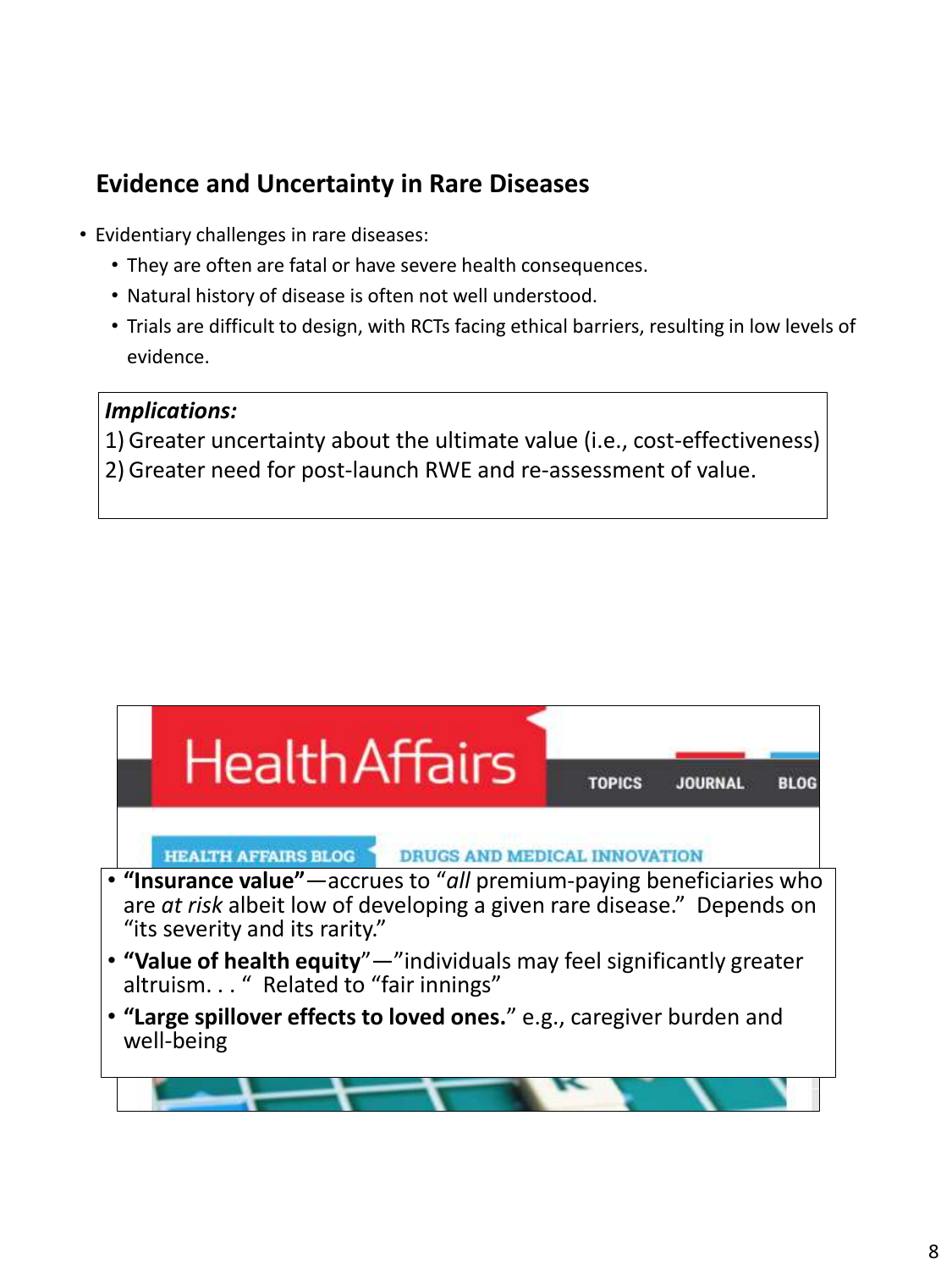## Evidence and Uncertainty in Rare Diseases

- Evidentiary challenges in rare diseases:
  - They are often are fatal or have severe health consequences.
  - Natural history of disease is often not well understood.
  - Trials are difficult to design, with RCTs facing ethical barriers, resulting in low levels of evidence.

***Implications:***

1) Greater uncertainty about the ultimate value (i.e., cost-effectiveness)
2) Greater need for post-launch RWE and re-assessment of value.

Health Affairs — TOPICS JOURNAL BLOG

HEALTH AFFAIRS BLOG — DRUGS AND MEDICAL INNOVATION

- **"Insurance value"**—accrues to "*all* premium-paying beneficiaries who are *at risk* albeit low of developing a given rare disease." Depends on "its severity and its rarity."
- **"Value of health equity**"—"individuals may feel significantly greater altruism. . . " Related to "fair innings"
- **"Large spillover effects to loved ones.**" e.g., caregiver burden and well-being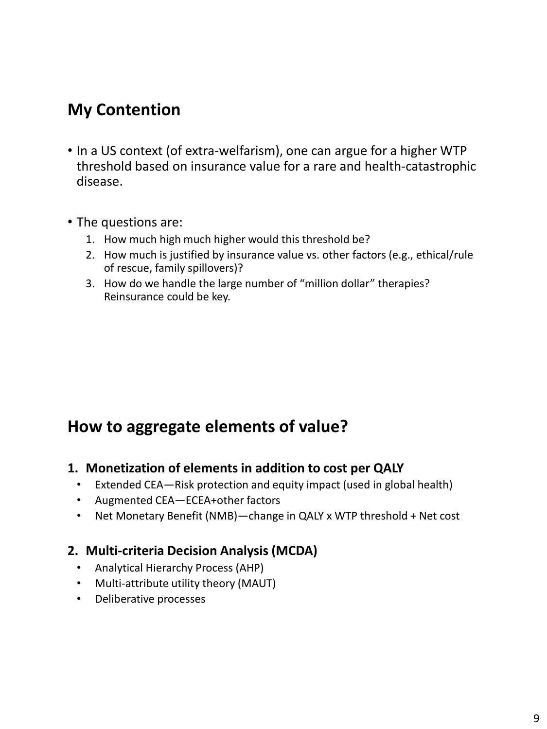## My Contention

- In a US context (of extra-welfarism), one can argue for a higher WTP threshold based on insurance value for a rare and health-catastrophic disease.

- The questions are:
  1. How much high much higher would this threshold be?
  2. How much is justified by insurance value vs. other factors (e.g., ethical/rule of rescue, family spillovers)?
  3. How do we handle the large number of "million dollar" therapies? Reinsurance could be key.

## How to aggregate elements of value?

1. **Monetization of elements in addition to cost per QALY**
   - Extended CEA—Risk protection and equity impact (used in global health)
   - Augmented CEA—ECEA+other factors
   - Net Monetary Benefit (NMB)—change in QALY x WTP threshold + Net cost

2. **Multi-criteria Decision Analysis (MCDA)**
   - Analytical Hierarchy Process (AHP)
   - Multi-attribute utility theory (MAUT)
   - Deliberative processes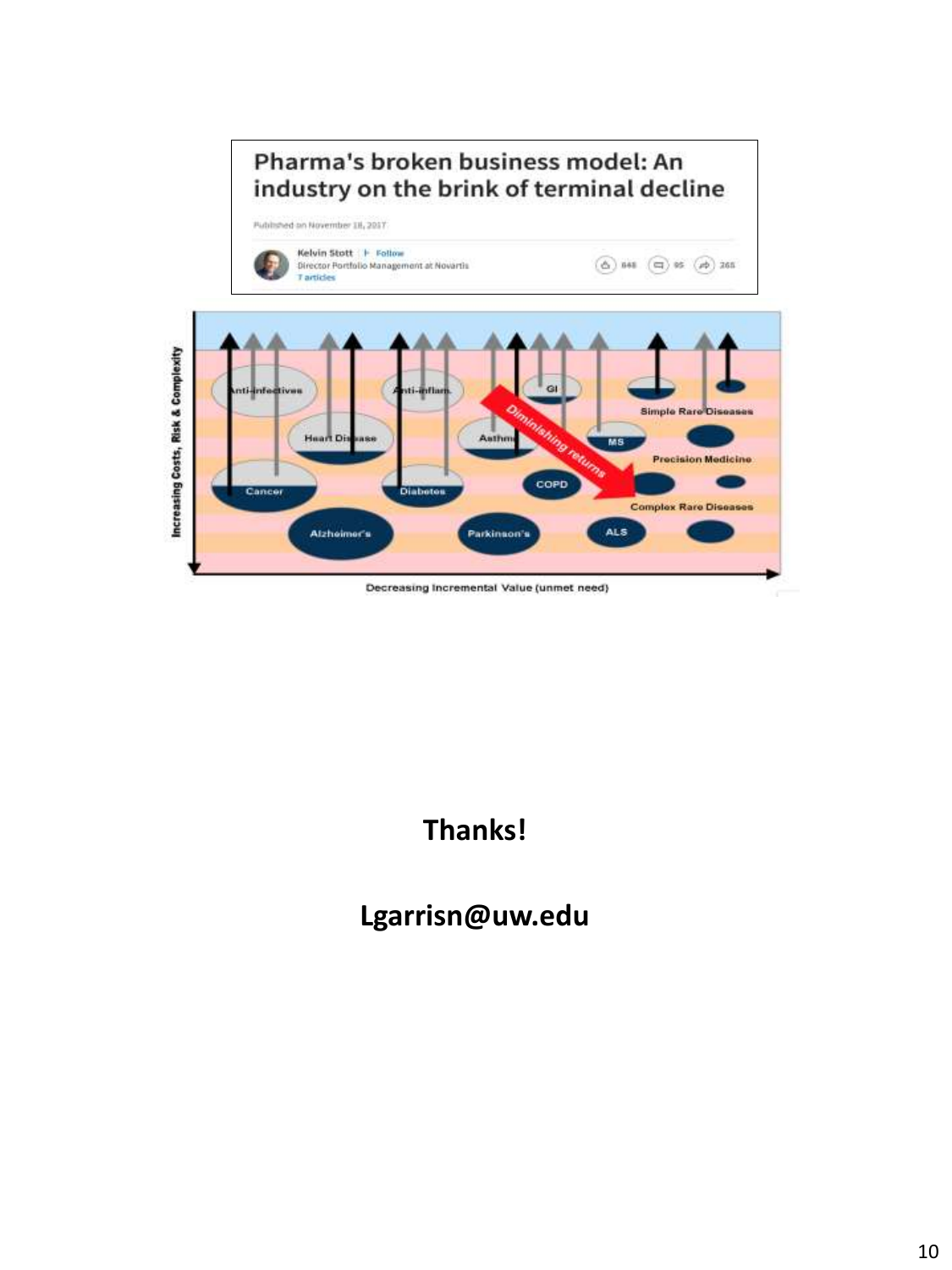Pharma's broken business model: An industry on the brink of terminal decline

Published on November 18, 2017

Kelvin Stott | Follow
Director Portfolio Management at Novartis
7 articles

848 95 265

Increasing Costs, Risk & Complexity

Decreasing Incremental Value (unmet need)

Anti-infectives
Anti-inflam.
GI
Heart Disease
Asthma
MS
Simple Rare Diseases
Precision Medicine
Cancer
Diabetes
COPD
Complex Rare Diseases
Alzheimer's
Parkinson's
ALS
Diminishing returns

**Thanks!**

**Lgarrisn@uw.edu**